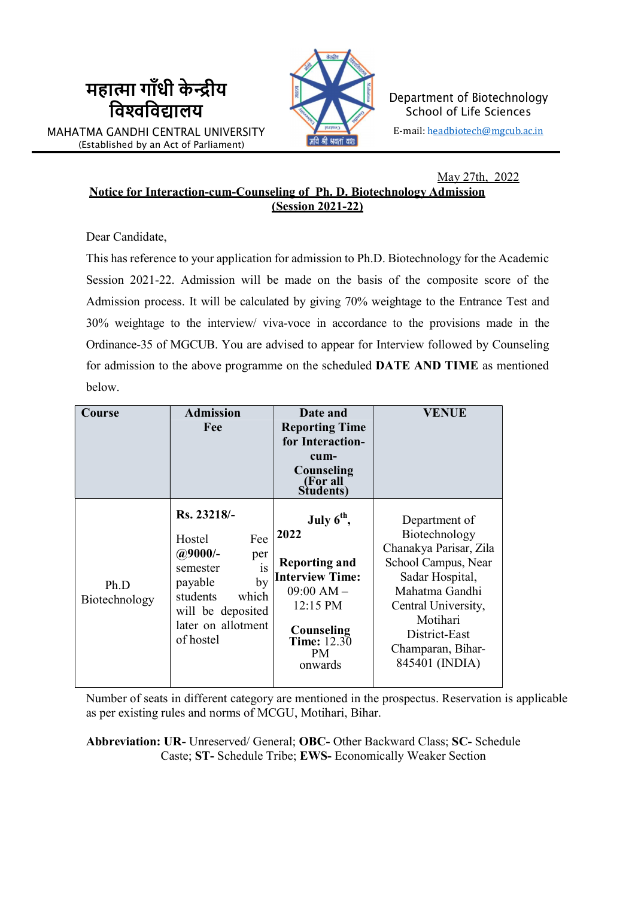महात्मा गाँधी केन्द्रीय विश्वविद्यालय

MAHATMA GANDHI CENTRAL UNIVERSITY
(Established by an Act of Parliament)

Department of Biotechnology
School of Life Sciences
E-mail: headbiotech@mgcub.ac.in

May 27th, 2022

**Notice for Interaction-cum-Counseling of Ph. D. Biotechnology Admission (Session 2021-22)**

Dear Candidate,

This has reference to your application for admission to Ph.D. Biotechnology for the Academic Session 2021-22. Admission will be made on the basis of the composite score of the Admission process. It will be calculated by giving 70% weightage to the Entrance Test and 30% weightage to the interview/ viva-voce in accordance to the provisions made in the Ordinance-35 of MGCUB. You are advised to appear for Interview followed by Counseling for admission to the above programme on the scheduled **DATE AND TIME** as mentioned below.

| Course | Admission Fee | Date and Reporting Time for Interaction-cum-Counseling (For all Students) | VENUE |
|---|---|---|---|
| Ph.D Biotechnology | **Rs. 23218/-** Hostel Fee **@9000/-** per semester is payable by students which will be deposited later on allotment of hostel | **July 6th, 2022** **Reporting and Interview Time:** 09:00 AM – 12:15 PM **Counseling Time:** 12.30 PM onwards | Department of Biotechnology Chanakya Parisar, Zila School Campus, Near Sadar Hospital, Mahatma Gandhi Central University, Motihari District-East Champaran, Bihar-845401 (INDIA) |

Number of seats in different category are mentioned in the prospectus. Reservation is applicable as per existing rules and norms of MCGU, Motihari, Bihar.

**Abbreviation: UR-** Unreserved/ General; **OBC-** Other Backward Class; **SC-** Schedule Caste; **ST-** Schedule Tribe; **EWS-** Economically Weaker Section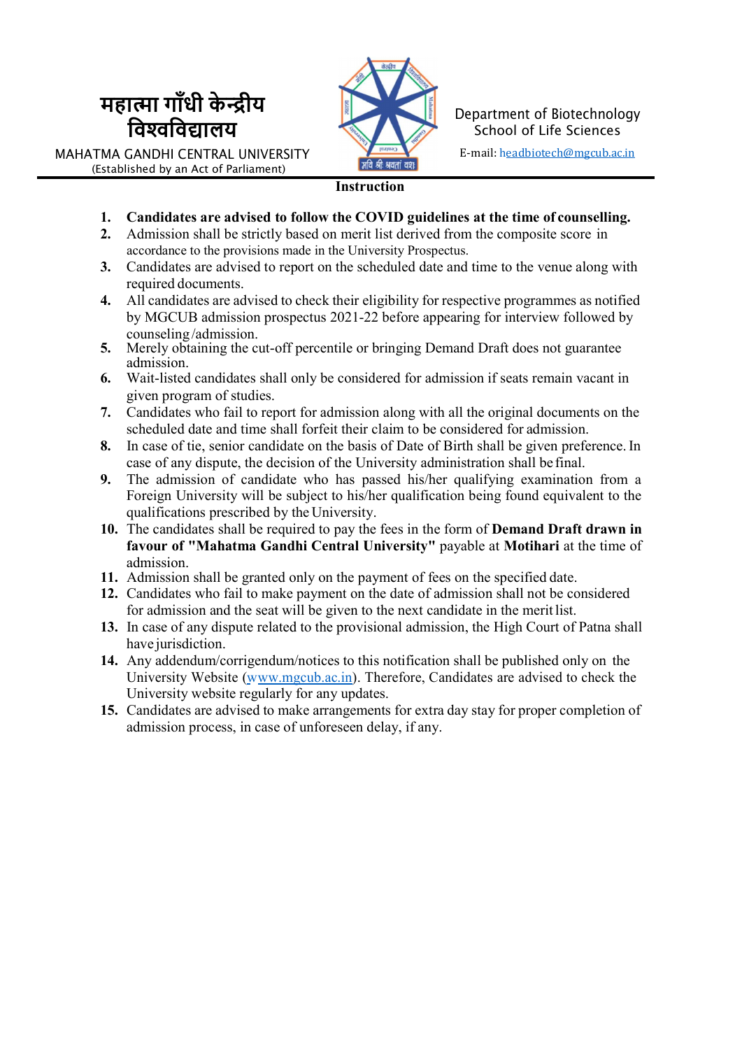महात्मा गाँधी केन्द्रीय विश्वविद्यालय

MAHATMA GANDHI CENTRAL UNIVERSITY
(Established by an Act of Parliament)

Department of Biotechnology
School of Life Sciences
E-mail: headbiotech@mgcub.ac.in

## Instruction

1. **Candidates are advised to follow the COVID guidelines at the time of counselling.**
2. Admission shall be strictly based on merit list derived from the composite score in accordance to the provisions made in the University Prospectus.
3. Candidates are advised to report on the scheduled date and time to the venue along with required documents.
4. All candidates are advised to check their eligibility for respective programmes as notified by MGCUB admission prospectus 2021-22 before appearing for interview followed by counseling/admission.
5. Merely obtaining the cut-off percentile or bringing Demand Draft does not guarantee admission.
6. Wait-listed candidates shall only be considered for admission if seats remain vacant in given program of studies.
7. Candidates who fail to report for admission along with all the original documents on the scheduled date and time shall forfeit their claim to be considered for admission.
8. In case of tie, senior candidate on the basis of Date of Birth shall be given preference. In case of any dispute, the decision of the University administration shall be final.
9. The admission of candidate who has passed his/her qualifying examination from a Foreign University will be subject to his/her qualification being found equivalent to the qualifications prescribed by the University.
10. The candidates shall be required to pay the fees in the form of **Demand Draft drawn in favour of "Mahatma Gandhi Central University"** payable at **Motihari** at the time of admission.
11. Admission shall be granted only on the payment of fees on the specified date.
12. Candidates who fail to make payment on the date of admission shall not be considered for admission and the seat will be given to the next candidate in the merit list.
13. In case of any dispute related to the provisional admission, the High Court of Patna shall have jurisdiction.
14. Any addendum/corrigendum/notices to this notification shall be published only on the University Website (www.mgcub.ac.in). Therefore, Candidates are advised to check the University website regularly for any updates.
15. Candidates are advised to make arrangements for extra day stay for proper completion of admission process, in case of unforeseen delay, if any.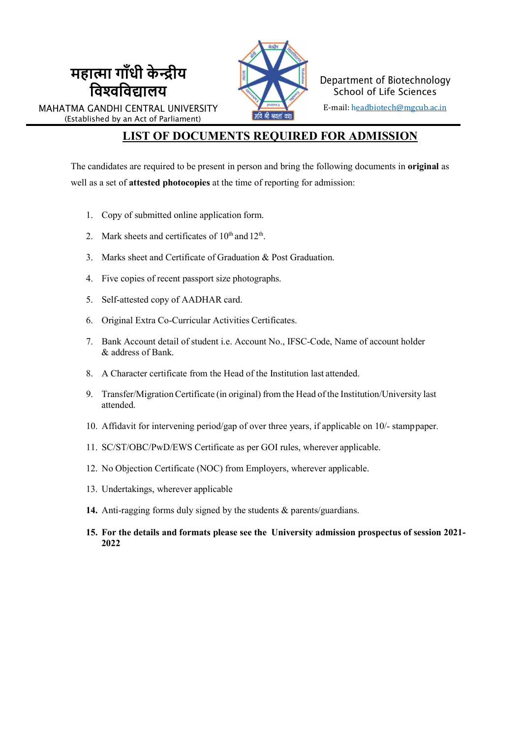महात्मा गाँधी केन्द्रीय विश्वविद्यालय

MAHATMA GANDHI CENTRAL UNIVERSITY
(Established by an Act of Parliament)

Department of Biotechnology
School of Life Sciences
E-mail: headbiotech@mgcub.ac.in

## LIST OF DOCUMENTS REQUIRED FOR ADMISSION

The candidates are required to be present in person and bring the following documents in **original** as well as a set of **attested photocopies** at the time of reporting for admission:

1. Copy of submitted online application form.
2. Mark sheets and certificates of 10th and 12th.
3. Marks sheet and Certificate of Graduation & Post Graduation.
4. Five copies of recent passport size photographs.
5. Self-attested copy of AADHAR card.
6. Original Extra Co-Curricular Activities Certificates.
7. Bank Account detail of student i.e. Account No., IFSC-Code, Name of account holder & address of Bank.
8. A Character certificate from the Head of the Institution last attended.
9. Transfer/Migration Certificate (in original) from the Head of the Institution/University last attended.
10. Affidavit for intervening period/gap of over three years, if applicable on 10/- stamppaper.
11. SC/ST/OBC/PwD/EWS Certificate as per GOI rules, wherever applicable.
12. No Objection Certificate (NOC) from Employers, wherever applicable.
13. Undertakings, wherever applicable
14. Anti-ragging forms duly signed by the students & parents/guardians.
15. **For the details and formats please see the University admission prospectus of session 2021-2022**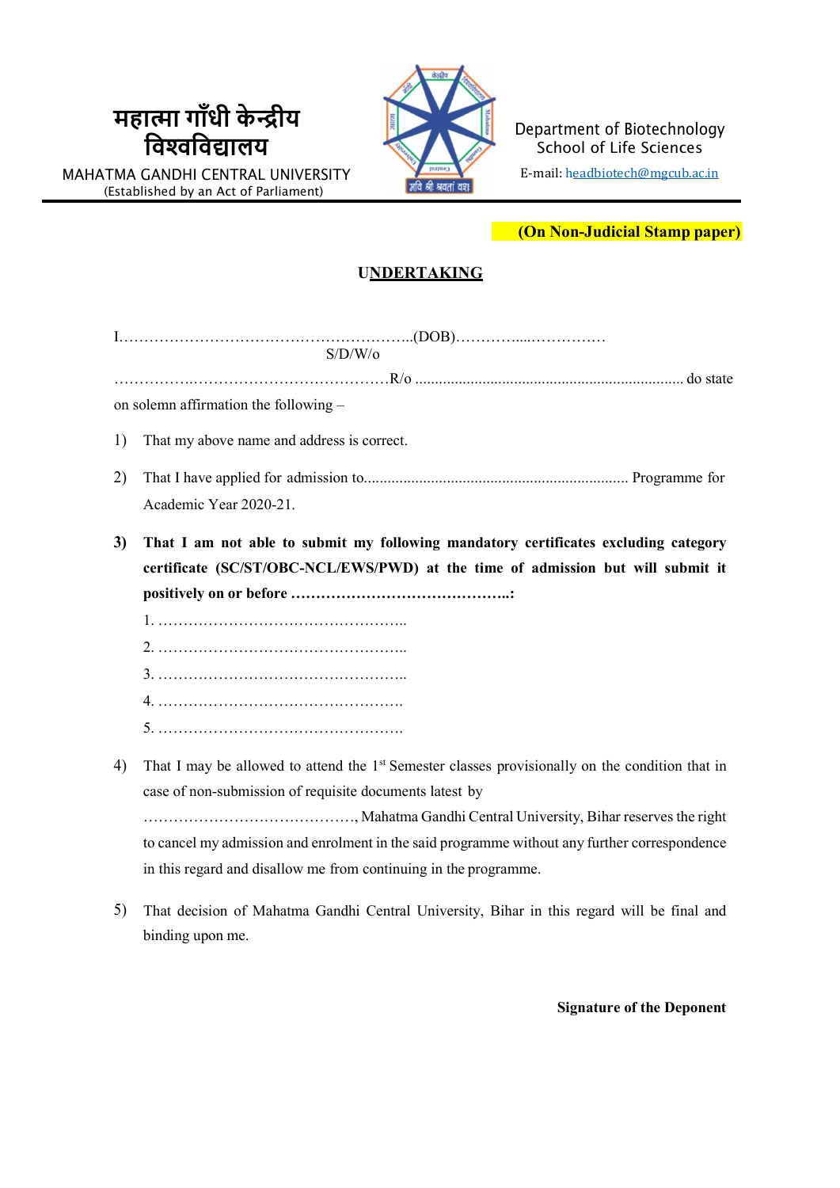महात्मा गाँधी केन्द्रीय विश्वविद्यालय

MAHATMA GANDHI CENTRAL UNIVERSITY
(Established by an Act of Parliament)

Department of Biotechnology
School of Life Sciences
E-mail: headbiotech@mgcub.ac.in

**(On Non-Judicial Stamp paper)**

## UNDERTAKING

I……………………………………………………..(DOB)…………....…………… S/D/W/o ……………..………………………………R/o ..................................................................... do state on solemn affirmation the following –

1) That my above name and address is correct.

2) That I have applied for admission to.................................................................. Programme for Academic Year 2020-21.

3) **That I am not able to submit my following mandatory certificates excluding category certificate (SC/ST/OBC-NCL/EWS/PWD) at the time of admission but will submit it positively on or before ……………………………………..:**

   1. …………………………………………..
   2. …………………………………………..
   3. …………………………………………..
   4. ………………………………………….
   5. ………………………………………….

4) That I may be allowed to attend the 1st Semester classes provisionally on the condition that in case of non-submission of requisite documents latest by ……………………………………, Mahatma Gandhi Central University, Bihar reserves the right to cancel my admission and enrolment in the said programme without any further correspondence in this regard and disallow me from continuing in the programme.

5) That decision of Mahatma Gandhi Central University, Bihar in this regard will be final and binding upon me.

**Signature of the Deponent**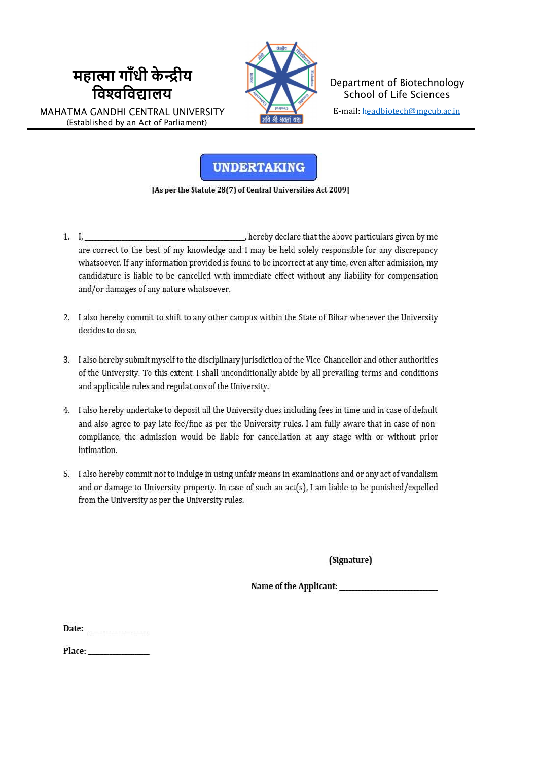महात्मा गाँधी केन्द्रीय विश्वविद्यालय

MAHATMA GANDHI CENTRAL UNIVERSITY
(Established by an Act of Parliament)

Department of Biotechnology
School of Life Sciences

E-mail: headbiotech@mgcub.ac.in

# UNDERTAKING

**[As per the Statute 28(7) of Central Universities Act 2009]**

1. I, ________________________________________, hereby declare that the above particulars given by me are correct to the best of my knowledge and I may be held solely responsible for any discrepancy whatsoever. If any information provided is found to be incorrect at any time, even after admission, my candidature is liable to be cancelled with immediate effect without any liability for compensation and/or damages of any nature whatsoever.

2. I also hereby commit to shift to any other campus within the State of Bihar whenever the University decides to do so.

3. I also hereby submit myself to the disciplinary jurisdiction of the Vice-Chancellor and other authorities of the University. To this extent, I shall unconditionally abide by all prevailing terms and conditions and applicable rules and regulations of the University.

4. I also hereby undertake to deposit all the University dues including fees in time and in case of default and also agree to pay late fee/fine as per the University rules. I am fully aware that in case of non-compliance, the admission would be liable for cancellation at any stage with or without prior intimation.

5. I also hereby commit not to indulge in using unfair means in examinations and or any act of vandalism and or damage to University property. In case of such an act(s), I am liable to be punished/expelled from the University as per the University rules.

**(Signature)**

**Name of the Applicant:** ________________________

**Date:** ______________

**Place:** ______________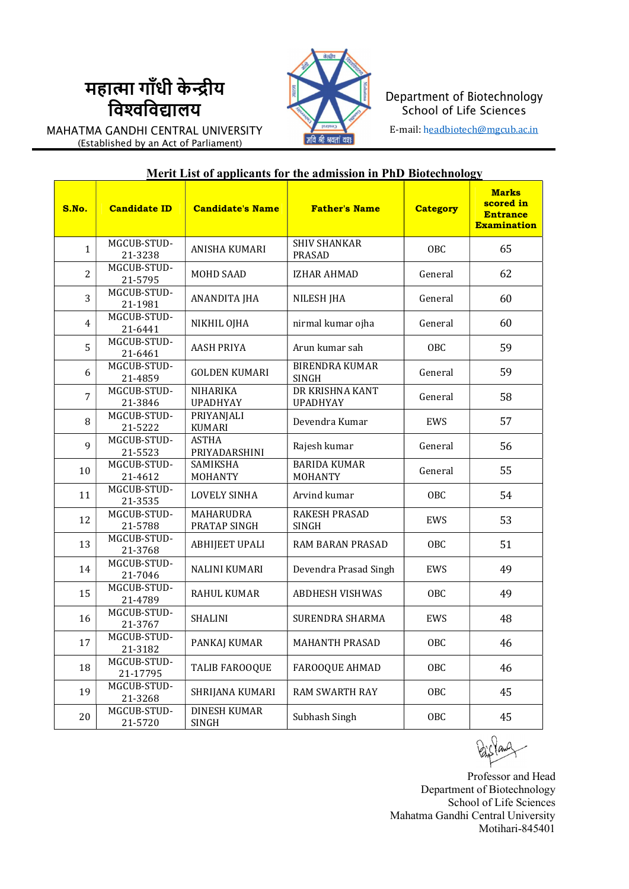महात्मा गाँधी केन्द्रीय विश्वविद्यालय

MAHATMA GANDHI CENTRAL UNIVERSITY
(Established by an Act of Parliament)

Department of Biotechnology
School of Life Sciences
E-mail: headbiotech@mgcub.ac.in

## Merit List of applicants for the admission in PhD Biotechnology

| S.No. | Candidate ID | Candidate's Name | Father's Name | Category | Marks scored in Entrance Examination |
|---|---|---|---|---|---|
| 1 | MGCUB-STUD-21-3238 | ANISHA KUMARI | SHIV SHANKAR PRASAD | OBC | 65 |
| 2 | MGCUB-STUD-21-5795 | MOHD SAAD | IZHAR AHMAD | General | 62 |
| 3 | MGCUB-STUD-21-1981 | ANANDITA JHA | NILESH JHA | General | 60 |
| 4 | MGCUB-STUD-21-6441 | NIKHIL OJHA | nirmal kumar ojha | General | 60 |
| 5 | MGCUB-STUD-21-6461 | AASH PRIYA | Arun kumar sah | OBC | 59 |
| 6 | MGCUB-STUD-21-4859 | GOLDEN KUMARI | BIRENDRA KUMAR SINGH | General | 59 |
| 7 | MGCUB-STUD-21-3846 | NIHARIKA UPADHYAY | DR KRISHNA KANT UPADHYAY | General | 58 |
| 8 | MGCUB-STUD-21-5222 | PRIYANJALI KUMARI | Devendra Kumar | EWS | 57 |
| 9 | MGCUB-STUD-21-5523 | ASTHA PRIYADARSHINI | Rajesh kumar | General | 56 |
| 10 | MGCUB-STUD-21-4612 | SAMIKSHA MOHANTY | BARIDA KUMAR MOHANTY | General | 55 |
| 11 | MGCUB-STUD-21-3535 | LOVELY SINHA | Arvind kumar | OBC | 54 |
| 12 | MGCUB-STUD-21-5788 | MAHARUDRA PRATAP SINGH | RAKESH PRASAD SINGH | EWS | 53 |
| 13 | MGCUB-STUD-21-3768 | ABHIJEET UPALI | RAM BARAN PRASAD | OBC | 51 |
| 14 | MGCUB-STUD-21-7046 | NALINI KUMARI | Devendra Prasad Singh | EWS | 49 |
| 15 | MGCUB-STUD-21-4789 | RAHUL KUMAR | ABDHESH VISHWAS | OBC | 49 |
| 16 | MGCUB-STUD-21-3767 | SHALINI | SURENDRA SHARMA | EWS | 48 |
| 17 | MGCUB-STUD-21-3182 | PANKAJ KUMAR | MAHANTH PRASAD | OBC | 46 |
| 18 | MGCUB-STUD-21-17795 | TALIB FAROOQUE | FAROOQUE AHMAD | OBC | 46 |
| 19 | MGCUB-STUD-21-3268 | SHRIJANA KUMARI | RAM SWARTH RAY | OBC | 45 |
| 20 | MGCUB-STUD-21-5720 | DINESH KUMAR SINGH | Subhash Singh | OBC | 45 |

Professor and Head
Department of Biotechnology
School of Life Sciences
Mahatma Gandhi Central University
Motihari-845401